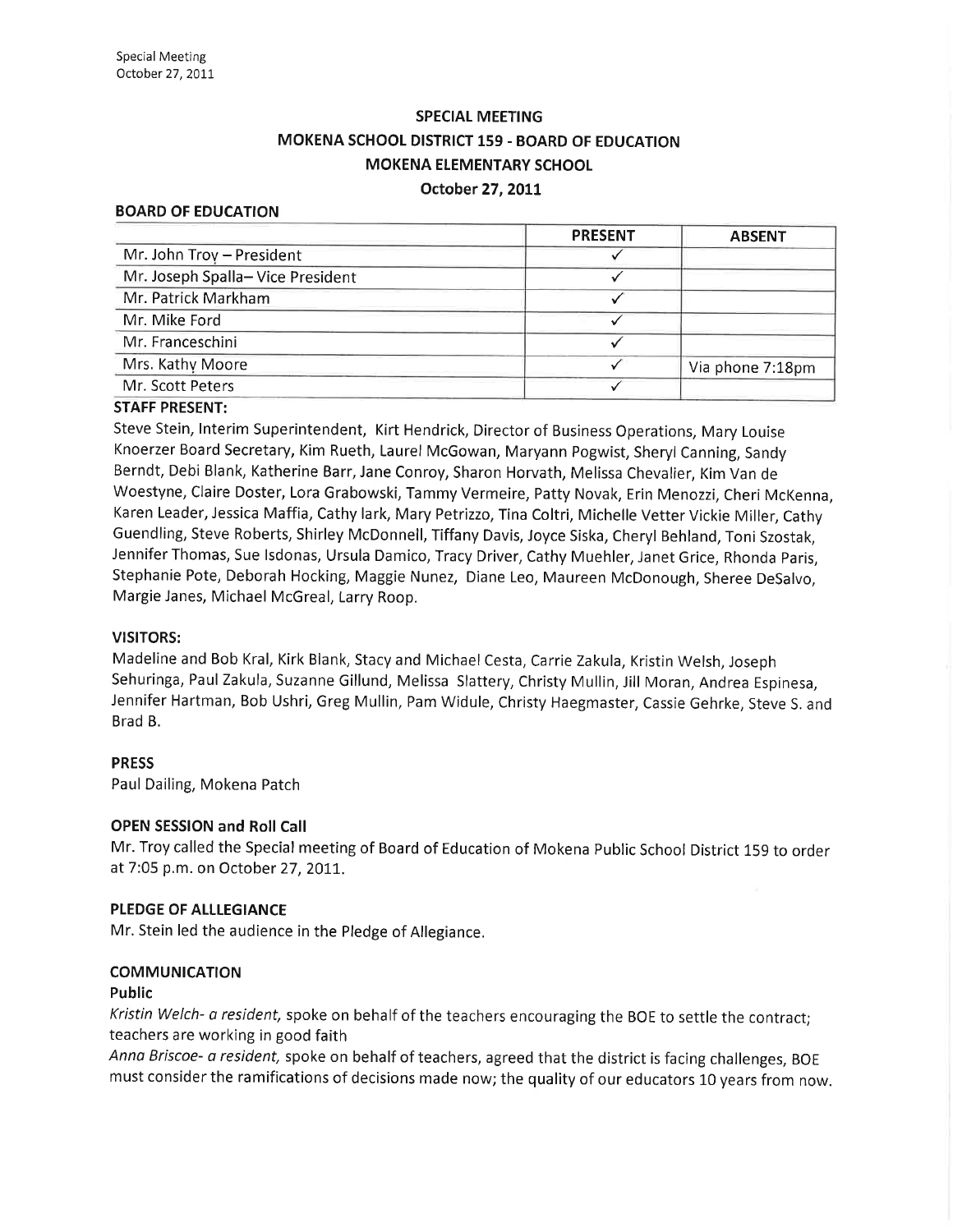# SPECIAL MEETING
## MOKENA SCHOOL DISTRICT 159 - BOARD OF EDUCATION
## MOKENA ELEMENTARY SCHOOL
## October 27, 2011

### BOARD OF EDUCATION

| | PRESENT | ABSENT |
|---|---|---|
| Mr. John Troy – President | ✓ | |
| Mr. Joseph Spalla– Vice President | ✓ | |
| Mr. Patrick Markham | ✓ | |
| Mr. Mike Ford | ✓ | |
| Mr. Franceschini | ✓ | |
| Mrs. Kathy Moore | ✓ | Via phone 7:18pm |
| Mr. Scott Peters | ✓ | |

### STAFF PRESENT:

Steve Stein, Interim Superintendent, Kirt Hendrick, Director of Business Operations, Mary Louise Knoerzer Board Secretary, Kim Rueth, Laurel McGowan, Maryann Pogwist, Sheryl Canning, Sandy Berndt, Debi Blank, Katherine Barr, Jane Conroy, Sharon Horvath, Melissa Chevalier, Kim Van de Woestyne, Claire Doster, Lora Grabowski, Tammy Vermeire, Patty Novak, Erin Menozzi, Cheri McKenna, Karen Leader, Jessica Maffia, Cathy lark, Mary Petrizzo, Tina Coltri, Michelle Vetter Vickie Miller, Cathy Guendling, Steve Roberts, Shirley McDonnell, Tiffany Davis, Joyce Siska, Cheryl Behland, Toni Szostak, Jennifer Thomas, Sue Isdonas, Ursula Damico, Tracy Driver, Cathy Muehler, Janet Grice, Rhonda Paris, Stephanie Pote, Deborah Hocking, Maggie Nunez, Diane Leo, Maureen McDonough, Sheree DeSalvo, Margie Janes, Michael McGreal, Larry Roop.

### VISITORS:

Madeline and Bob Kral, Kirk Blank, Stacy and Michael Cesta, Carrie Zakula, Kristin Welsh, Joseph Sehuringa, Paul Zakula, Suzanne Gillund, Melissa Slattery, Christy Mullin, Jill Moran, Andrea Espinesa, Jennifer Hartman, Bob Ushri, Greg Mullin, Pam Widule, Christy Haegmaster, Cassie Gehrke, Steve S. and Brad B.

### PRESS

Paul Dailing, Mokena Patch

### OPEN SESSION and Roll Call

Mr. Troy called the Special meeting of Board of Education of Mokena Public School District 159 to order at 7:05 p.m. on October 27, 2011.

### PLEDGE OF ALLLEGIANCE

Mr. Stein led the audience in the Pledge of Allegiance.

### COMMUNICATION

**Public**

*Kristin Welch- a resident,* spoke on behalf of the teachers encouraging the BOE to settle the contract; teachers are working in good faith

*Anna Briscoe- a resident,* spoke on behalf of teachers, agreed that the district is facing challenges, BOE must consider the ramifications of decisions made now; the quality of our educators 10 years from now.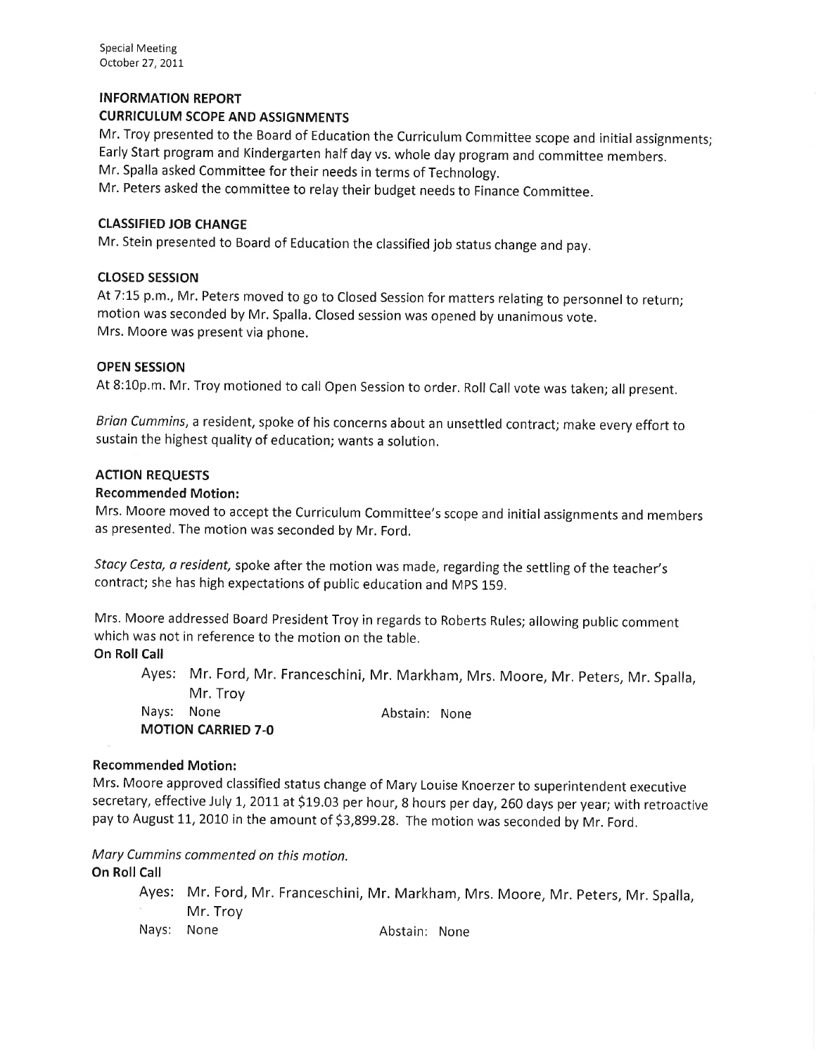Special Meeting
October 27, 2011

## INFORMATION REPORT

### CURRICULUM SCOPE AND ASSIGNMENTS

Mr. Troy presented to the Board of Education the Curriculum Committee scope and initial assignments; Early Start program and Kindergarten half day vs. whole day program and committee members.
Mr. Spalla asked Committee for their needs in terms of Technology.
Mr. Peters asked the committee to relay their budget needs to Finance Committee.

### CLASSIFIED JOB CHANGE

Mr. Stein presented to Board of Education the classified job status change and pay.

### CLOSED SESSION

At 7:15 p.m., Mr. Peters moved to go to Closed Session for matters relating to personnel to return; motion was seconded by Mr. Spalla. Closed session was opened by unanimous vote.
Mrs. Moore was present via phone.

### OPEN SESSION

At 8:10p.m. Mr. Troy motioned to call Open Session to order. Roll Call vote was taken; all present.

*Brian Cummins*, a resident, spoke of his concerns about an unsettled contract; make every effort to sustain the highest quality of education; wants a solution.

### ACTION REQUESTS

**Recommended Motion:**

Mrs. Moore moved to accept the Curriculum Committee's scope and initial assignments and members as presented. The motion was seconded by Mr. Ford.

*Stacy Cesta, a resident,* spoke after the motion was made, regarding the settling of the teacher's contract; she has high expectations of public education and MPS 159.

Mrs. Moore addressed Board President Troy in regards to Roberts Rules; allowing public comment which was not in reference to the motion on the table.

**On Roll Call**

Ayes: Mr. Ford, Mr. Franceschini, Mr. Markham, Mrs. Moore, Mr. Peters, Mr. Spalla, Mr. Troy
Nays: None Abstain: None
**MOTION CARRIED 7-0**

**Recommended Motion:**

Mrs. Moore approved classified status change of Mary Louise Knoerzer to superintendent executive secretary, effective July 1, 2011 at $19.03 per hour, 8 hours per day, 260 days per year; with retroactive pay to August 11, 2010 in the amount of $3,899.28. The motion was seconded by Mr. Ford.

*Mary Cummins commented on this motion.*

**On Roll Call**

Ayes: Mr. Ford, Mr. Franceschini, Mr. Markham, Mrs. Moore, Mr. Peters, Mr. Spalla, Mr. Troy
Nays: None Abstain: None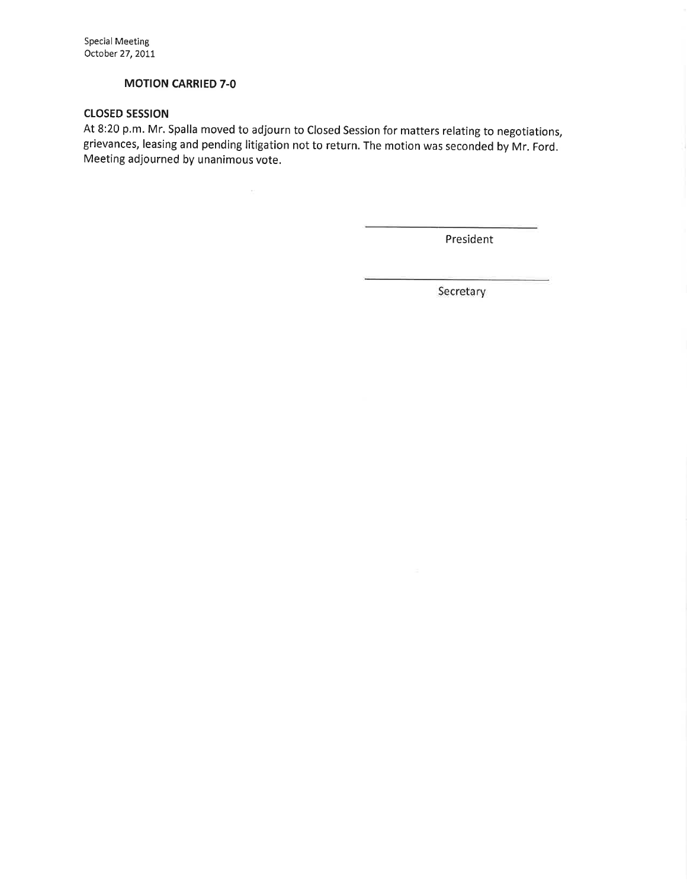**MOTION CARRIED 7-0**

**CLOSED SESSION**

At 8:20 p.m. Mr. Spalla moved to adjourn to Closed Session for matters relating to negotiations, grievances, leasing and pending litigation not to return. The motion was seconded by Mr. Ford. Meeting adjourned by unanimous vote.

\_\_\_\_\_\_\_\_\_\_\_\_\_\_\_\_\_\_\_\_\_\_\_\_\_\_\_\_
President

\_\_\_\_\_\_\_\_\_\_\_\_\_\_\_\_\_\_\_\_\_\_\_\_\_\_\_\_
Secretary